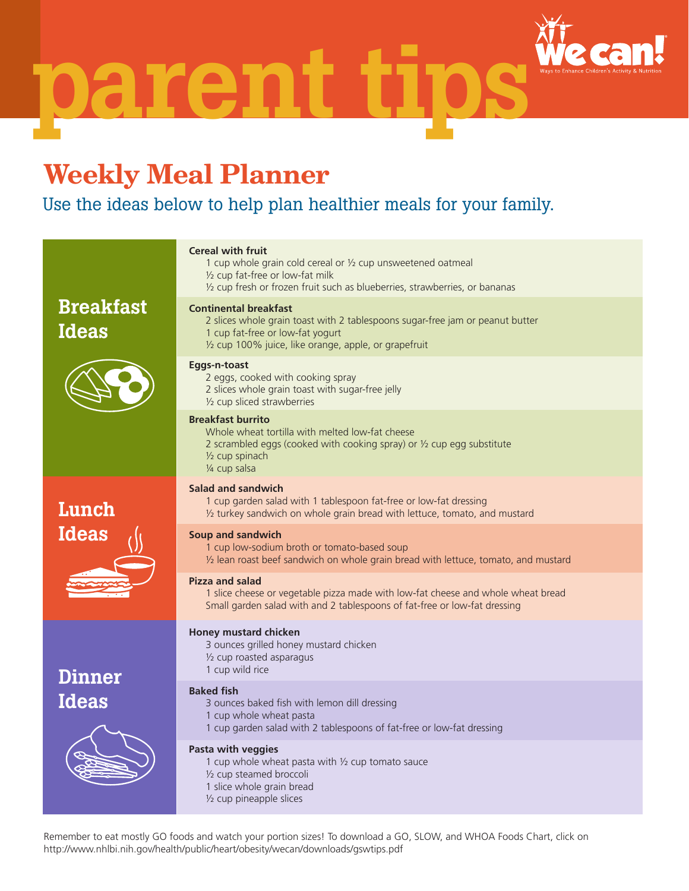# parent tips

We can! Ways to Enhance Children's Activity & Nutrition

## Weekly Meal Planner

Use the ideas below to help plan healthier meals for your family.

### Breakfast Ideas

**Cereal with fruit**
- 1 cup whole grain cold cereal or ½ cup unsweetened oatmeal
- ½ cup fat-free or low-fat milk
- ½ cup fresh or frozen fruit such as blueberries, strawberries, or bananas

**Continental breakfast**
- 2 slices whole grain toast with 2 tablespoons sugar-free jam or peanut butter
- 1 cup fat-free or low-fat yogurt
- ½ cup 100% juice, like orange, apple, or grapefruit

**Eggs-n-toast**
- 2 eggs, cooked with cooking spray
- 2 slices whole grain toast with sugar-free jelly
- ½ cup sliced strawberries

**Breakfast burrito**
- Whole wheat tortilla with melted low-fat cheese
- 2 scrambled eggs (cooked with cooking spray) or ½ cup egg substitute
- ½ cup spinach
- ¼ cup salsa

### Lunch Ideas

**Salad and sandwich**
- 1 cup garden salad with 1 tablespoon fat-free or low-fat dressing
- ½ turkey sandwich on whole grain bread with lettuce, tomato, and mustard

**Soup and sandwich**
- 1 cup low-sodium broth or tomato-based soup
- ½ lean roast beef sandwich on whole grain bread with lettuce, tomato, and mustard

**Pizza and salad**
- 1 slice cheese or vegetable pizza made with low-fat cheese and whole wheat bread
- Small garden salad with and 2 tablespoons of fat-free or low-fat dressing

### Dinner Ideas

**Honey mustard chicken**
- 3 ounces grilled honey mustard chicken
- ½ cup roasted asparagus
- 1 cup wild rice

**Baked fish**
- 3 ounces baked fish with lemon dill dressing
- 1 cup whole wheat pasta
- 1 cup garden salad with 2 tablespoons of fat-free or low-fat dressing

**Pasta with veggies**
- 1 cup whole wheat pasta with ½ cup tomato sauce
- ½ cup steamed broccoli
- 1 slice whole grain bread
- ½ cup pineapple slices

Remember to eat mostly GO foods and watch your portion sizes! To download a GO, SLOW, and WHOA Foods Chart, click on http://www.nhlbi.nih.gov/health/public/heart/obesity/wecan/downloads/gswtips.pdf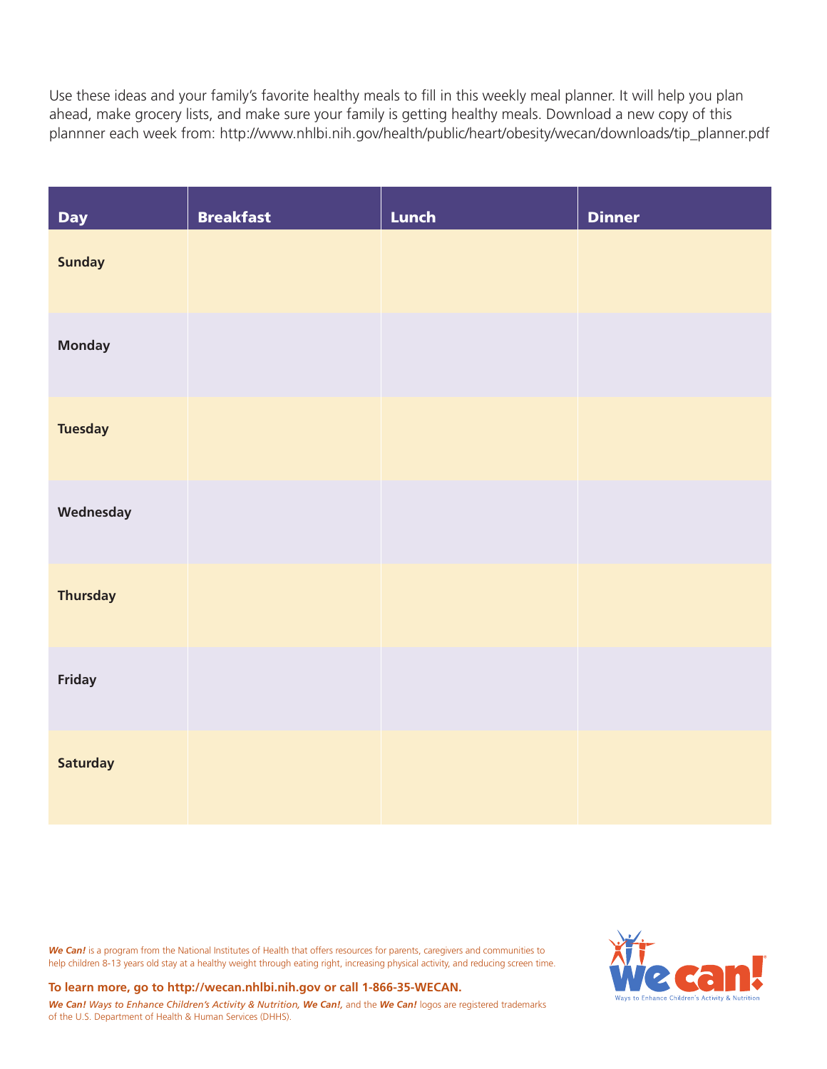Use these ideas and your family's favorite healthy meals to fill in this weekly meal planner. It will help you plan ahead, make grocery lists, and make sure your family is getting healthy meals. Download a new copy of this plannner each week from: http://www.nhlbi.nih.gov/health/public/heart/obesity/wecan/downloads/tip_planner.pdf

| Day | Breakfast | Lunch | Dinner |
|---|---|---|---|
| **Sunday** | | | |
| **Monday** | | | |
| **Tuesday** | | | |
| **Wednesday** | | | |
| **Thursday** | | | |
| **Friday** | | | |
| **Saturday** | | | |

***We Can!*** is a program from the National Institutes of Health that offers resources for parents, caregivers and communities to help children 8-13 years old stay at a healthy weight through eating right, increasing physical activity, and reducing screen time.

**To learn more, go to http://wecan.nhlbi.nih.gov or call 1-866-35-WECAN.**

***We Can!*** *Ways to Enhance Children's Activity & Nutrition,* ***We Can!,*** and the ***We Can!*** logos are registered trademarks of the U.S. Department of Health & Human Services (DHHS).

we can!

Ways to Enhance Children's Activity & Nutrition